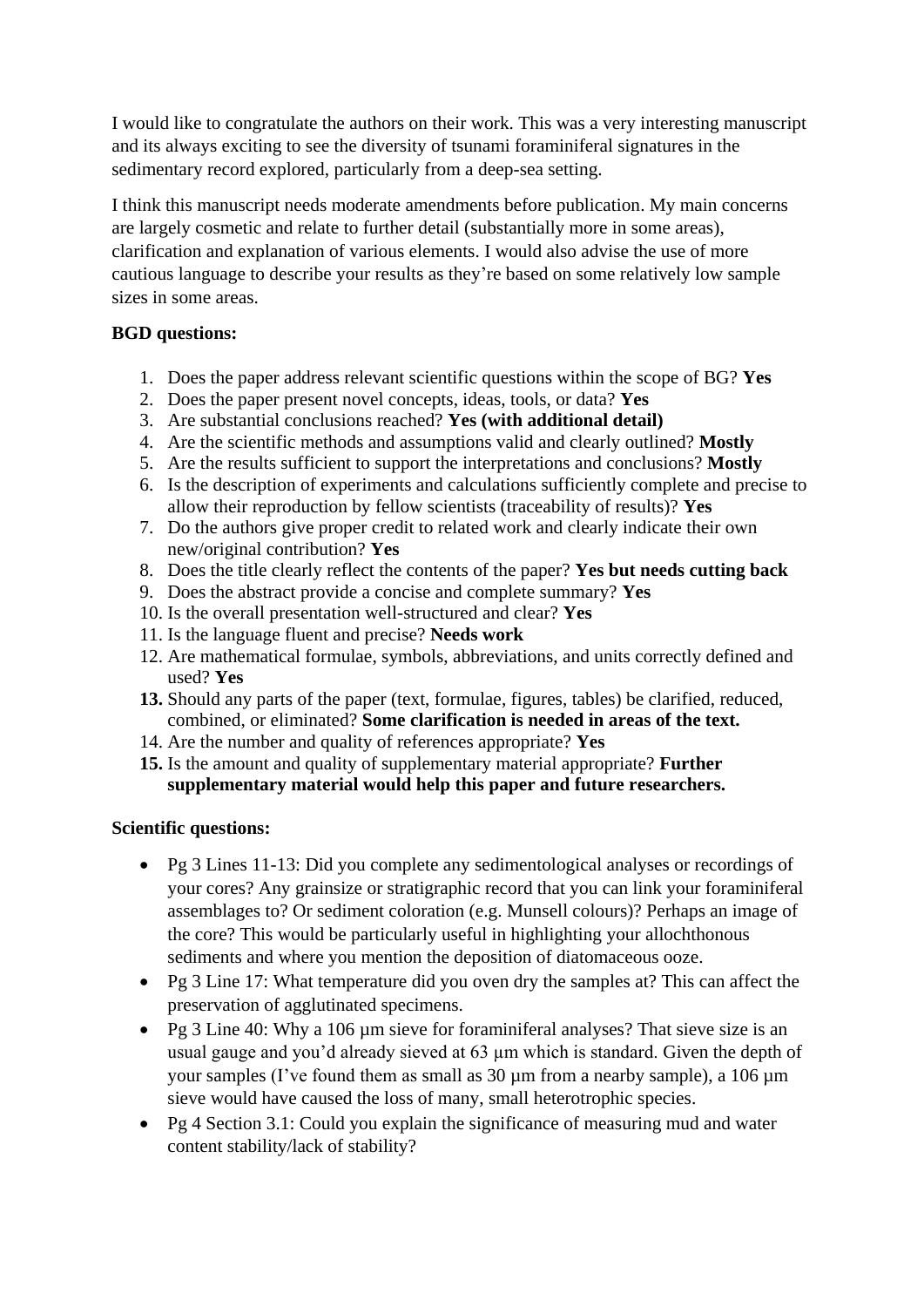I would like to congratulate the authors on their work. This was a very interesting manuscript and its always exciting to see the diversity of tsunami foraminiferal signatures in the sedimentary record explored, particularly from a deep-sea setting.

I think this manuscript needs moderate amendments before publication. My main concerns are largely cosmetic and relate to further detail (substantially more in some areas), clarification and explanation of various elements. I would also advise the use of more cautious language to describe your results as they're based on some relatively low sample sizes in some areas.

**BGD questions:**

1. Does the paper address relevant scientific questions within the scope of BG? **Yes**
2. Does the paper present novel concepts, ideas, tools, or data? **Yes**
3. Are substantial conclusions reached? **Yes (with additional detail)**
4. Are the scientific methods and assumptions valid and clearly outlined? **Mostly**
5. Are the results sufficient to support the interpretations and conclusions? **Mostly**
6. Is the description of experiments and calculations sufficiently complete and precise to allow their reproduction by fellow scientists (traceability of results)? **Yes**
7. Do the authors give proper credit to related work and clearly indicate their own new/original contribution? **Yes**
8. Does the title clearly reflect the contents of the paper? **Yes but needs cutting back**
9. Does the abstract provide a concise and complete summary? **Yes**
10. Is the overall presentation well-structured and clear? **Yes**
11. Is the language fluent and precise? **Needs work**
12. Are mathematical formulae, symbols, abbreviations, and units correctly defined and used? **Yes**
13. Should any parts of the paper (text, formulae, figures, tables) be clarified, reduced, combined, or eliminated? **Some clarification is needed in areas of the text.**
14. Are the number and quality of references appropriate? **Yes**
15. Is the amount and quality of supplementary material appropriate? **Further supplementary material would help this paper and future researchers.**

**Scientific questions:**

- Pg 3 Lines 11-13: Did you complete any sedimentological analyses or recordings of your cores? Any grainsize or stratigraphic record that you can link your foraminiferal assemblages to? Or sediment coloration (e.g. Munsell colours)? Perhaps an image of the core? This would be particularly useful in highlighting your allochthonous sediments and where you mention the deposition of diatomaceous ooze.
- Pg 3 Line 17: What temperature did you oven dry the samples at? This can affect the preservation of agglutinated specimens.
- Pg 3 Line 40: Why a 106 µm sieve for foraminiferal analyses? That sieve size is an usual gauge and you'd already sieved at 63 µm which is standard. Given the depth of your samples (I've found them as small as 30 µm from a nearby sample), a 106 µm sieve would have caused the loss of many, small heterotrophic species.
- Pg 4 Section 3.1: Could you explain the significance of measuring mud and water content stability/lack of stability?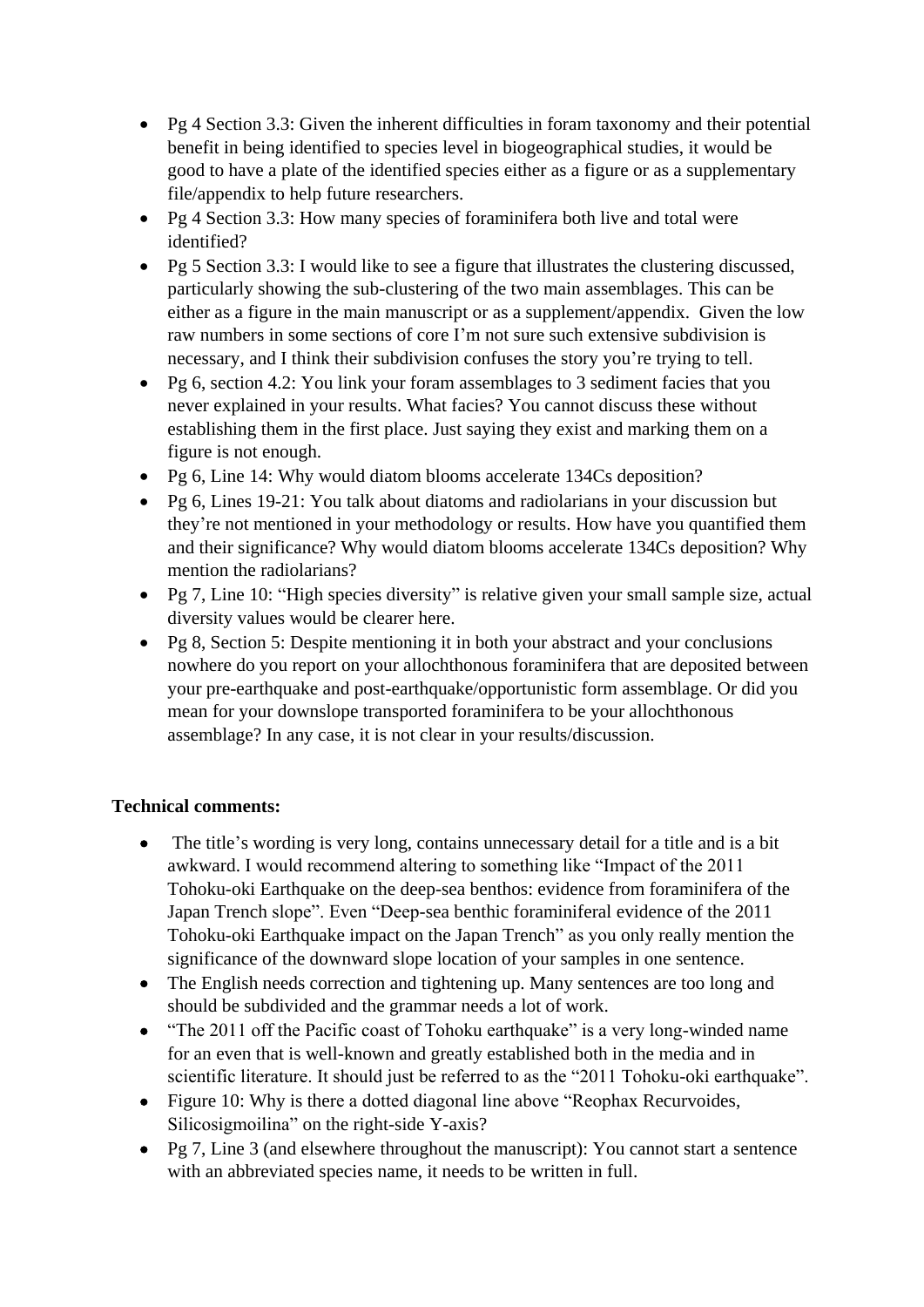- Pg 4 Section 3.3: Given the inherent difficulties in foram taxonomy and their potential benefit in being identified to species level in biogeographical studies, it would be good to have a plate of the identified species either as a figure or as a supplementary file/appendix to help future researchers.
- Pg 4 Section 3.3: How many species of foraminifera both live and total were identified?
- Pg 5 Section 3.3: I would like to see a figure that illustrates the clustering discussed, particularly showing the sub-clustering of the two main assemblages. This can be either as a figure in the main manuscript or as a supplement/appendix. Given the low raw numbers in some sections of core I'm not sure such extensive subdivision is necessary, and I think their subdivision confuses the story you're trying to tell.
- Pg 6, section 4.2: You link your foram assemblages to 3 sediment facies that you never explained in your results. What facies? You cannot discuss these without establishing them in the first place. Just saying they exist and marking them on a figure is not enough.
- Pg 6, Line 14: Why would diatom blooms accelerate 134Cs deposition?
- Pg 6, Lines 19-21: You talk about diatoms and radiolarians in your discussion but they're not mentioned in your methodology or results. How have you quantified them and their significance? Why would diatom blooms accelerate 134Cs deposition? Why mention the radiolarians?
- Pg 7, Line 10: "High species diversity" is relative given your small sample size, actual diversity values would be clearer here.
- Pg 8, Section 5: Despite mentioning it in both your abstract and your conclusions nowhere do you report on your allochthonous foraminifera that are deposited between your pre-earthquake and post-earthquake/opportunistic form assemblage. Or did you mean for your downslope transported foraminifera to be your allochthonous assemblage? In any case, it is not clear in your results/discussion.

**Technical comments:**

- The title's wording is very long, contains unnecessary detail for a title and is a bit awkward. I would recommend altering to something like "Impact of the 2011 Tohoku-oki Earthquake on the deep-sea benthos: evidence from foraminifera of the Japan Trench slope". Even "Deep-sea benthic foraminiferal evidence of the 2011 Tohoku-oki Earthquake impact on the Japan Trench" as you only really mention the significance of the downward slope location of your samples in one sentence.
- The English needs correction and tightening up. Many sentences are too long and should be subdivided and the grammar needs a lot of work.
- "The 2011 off the Pacific coast of Tohoku earthquake" is a very long-winded name for an even that is well-known and greatly established both in the media and in scientific literature. It should just be referred to as the "2011 Tohoku-oki earthquake".
- Figure 10: Why is there a dotted diagonal line above "Reophax Recurvoides, Silicosigmoilina" on the right-side Y-axis?
- Pg 7, Line 3 (and elsewhere throughout the manuscript): You cannot start a sentence with an abbreviated species name, it needs to be written in full.